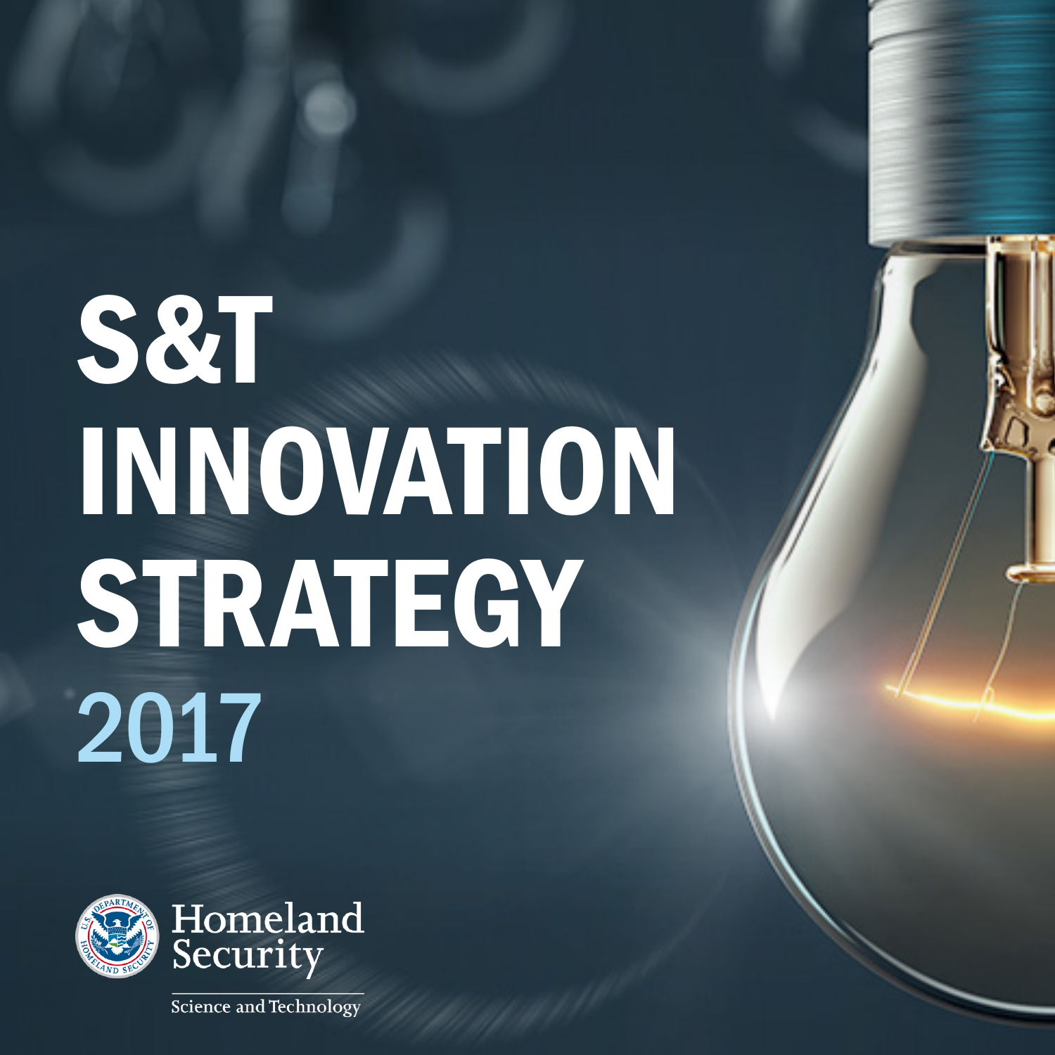# S&T INNOVATION STRATEGY 2017

Homeland Security

Science and Technology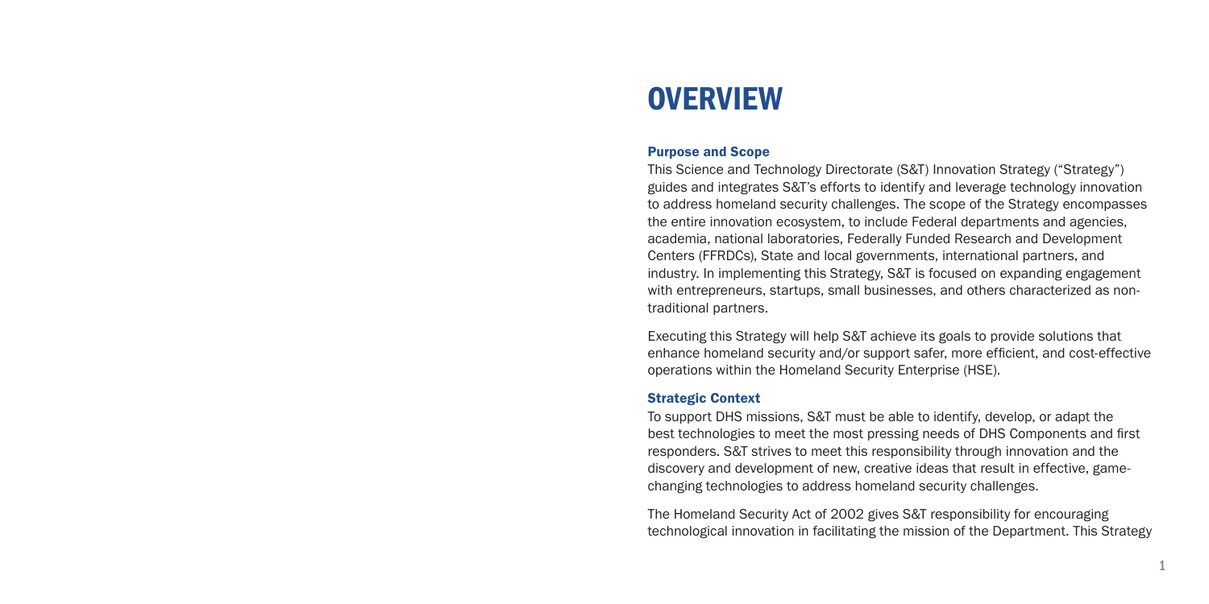# OVERVIEW

### Purpose and Scope

This Science and Technology Directorate (S&T) Innovation Strategy ("Strategy") guides and integrates S&T's efforts to identify and leverage technology innovation to address homeland security challenges. The scope of the Strategy encompasses the entire innovation ecosystem, to include Federal departments and agencies, academia, national laboratories, Federally Funded Research and Development Centers (FFRDCs), State and local governments, international partners, and industry. In implementing this Strategy, S&T is focused on expanding engagement with entrepreneurs, startups, small businesses, and others characterized as non-traditional partners.

Executing this Strategy will help S&T achieve its goals to provide solutions that enhance homeland security and/or support safer, more efficient, and cost-effective operations within the Homeland Security Enterprise (HSE).

### Strategic Context

To support DHS missions, S&T must be able to identify, develop, or adapt the best technologies to meet the most pressing needs of DHS Components and first responders. S&T strives to meet this responsibility through innovation and the discovery and development of new, creative ideas that result in effective, game-changing technologies to address homeland security challenges.

The Homeland Security Act of 2002 gives S&T responsibility for encouraging technological innovation in facilitating the mission of the Department. This Strategy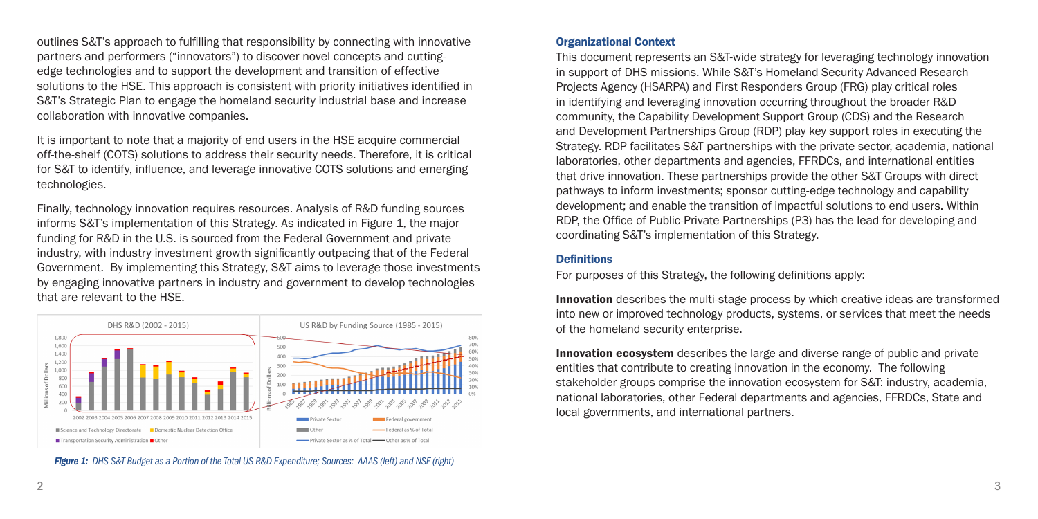outlines S&T's approach to fulfilling that responsibility by connecting with innovative partners and performers ("innovators") to discover novel concepts and cutting-edge technologies and to support the development and transition of effective solutions to the HSE. This approach is consistent with priority initiatives identified in S&T's Strategic Plan to engage the homeland security industrial base and increase collaboration with innovative companies.

It is important to note that a majority of end users in the HSE acquire commercial off-the-shelf (COTS) solutions to address their security needs. Therefore, it is critical for S&T to identify, influence, and leverage innovative COTS solutions and emerging technologies.

Finally, technology innovation requires resources. Analysis of R&D funding sources informs S&T's implementation of this Strategy. As indicated in Figure 1, the major funding for R&D in the U.S. is sourced from the Federal Government and private industry, with industry investment growth significantly outpacing that of the Federal Government. By implementing this Strategy, S&T aims to leverage those investments by engaging innovative partners in industry and government to develop technologies that are relevant to the HSE.

*Figure 1: DHS S&T Budget as a Portion of the Total US R&D Expenditure; Sources: AAAS (left) and NSF (right)*

### Organizational Context

This document represents an S&T-wide strategy for leveraging technology innovation in support of DHS missions. While S&T's Homeland Security Advanced Research Projects Agency (HSARPA) and First Responders Group (FRG) play critical roles in identifying and leveraging innovation occurring throughout the broader R&D community, the Capability Development Support Group (CDS) and the Research and Development Partnerships Group (RDP) play key support roles in executing the Strategy. RDP facilitates S&T partnerships with the private sector, academia, national laboratories, other departments and agencies, FFRDCs, and international entities that drive innovation. These partnerships provide the other S&T Groups with direct pathways to inform investments; sponsor cutting-edge technology and capability development; and enable the transition of impactful solutions to end users. Within RDP, the Office of Public-Private Partnerships (P3) has the lead for developing and coordinating S&T's implementation of this Strategy.

### Definitions

For purposes of this Strategy, the following definitions apply:

**Innovation** describes the multi-stage process by which creative ideas are transformed into new or improved technology products, systems, or services that meet the needs of the homeland security enterprise.

**Innovation ecosystem** describes the large and diverse range of public and private entities that contribute to creating innovation in the economy. The following stakeholder groups comprise the innovation ecosystem for S&T: industry, academia, national laboratories, other Federal departments and agencies, FFRDCs, State and local governments, and international partners.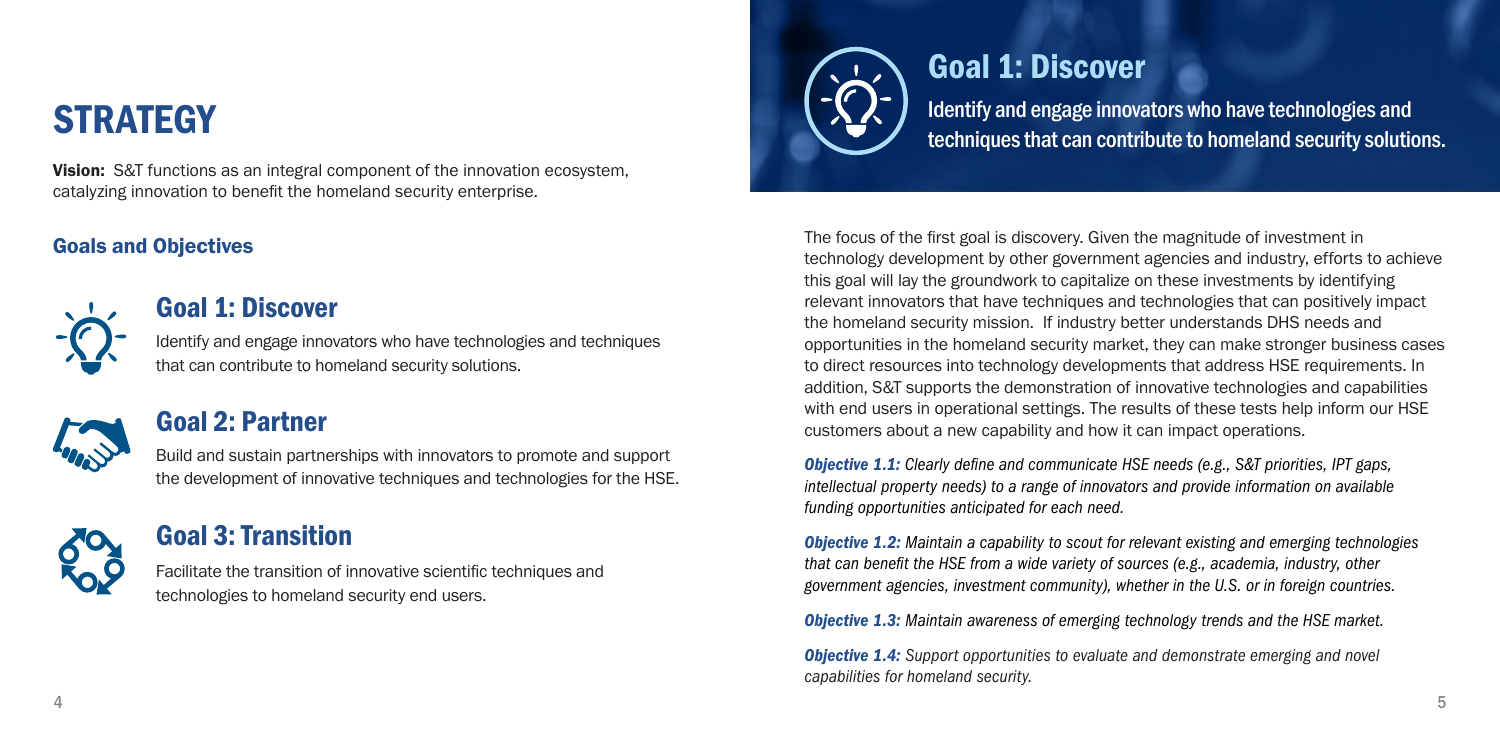# STRATEGY

**Vision:** S&T functions as an integral component of the innovation ecosystem, catalyzing innovation to benefit the homeland security enterprise.

### Goals and Objectives

## Goal 1: Discover

Identify and engage innovators who have technologies and techniques that can contribute to homeland security solutions.

## Goal 2: Partner

Build and sustain partnerships with innovators to promote and support the development of innovative techniques and technologies for the HSE.

## Goal 3: Transition

Facilitate the transition of innovative scientific techniques and technologies to homeland security end users.

## Goal 1: Discover

Identify and engage innovators who have technologies and techniques that can contribute to homeland security solutions.

The focus of the first goal is discovery. Given the magnitude of investment in technology development by other government agencies and industry, efforts to achieve this goal will lay the groundwork to capitalize on these investments by identifying relevant innovators that have techniques and technologies that can positively impact the homeland security mission. If industry better understands DHS needs and opportunities in the homeland security market, they can make stronger business cases to direct resources into technology developments that address HSE requirements. In addition, S&T supports the demonstration of innovative technologies and capabilities with end users in operational settings. The results of these tests help inform our HSE customers about a new capability and how it can impact operations.

***Objective 1.1:*** *Clearly define and communicate HSE needs (e.g., S&T priorities, IPT gaps, intellectual property needs) to a range of innovators and provide information on available funding opportunities anticipated for each need.*

***Objective 1.2:*** *Maintain a capability to scout for relevant existing and emerging technologies that can benefit the HSE from a wide variety of sources (e.g., academia, industry, other government agencies, investment community), whether in the U.S. or in foreign countries.*

***Objective 1.3:*** *Maintain awareness of emerging technology trends and the HSE market.*

***Objective 1.4:*** *Support opportunities to evaluate and demonstrate emerging and novel capabilities for homeland security.*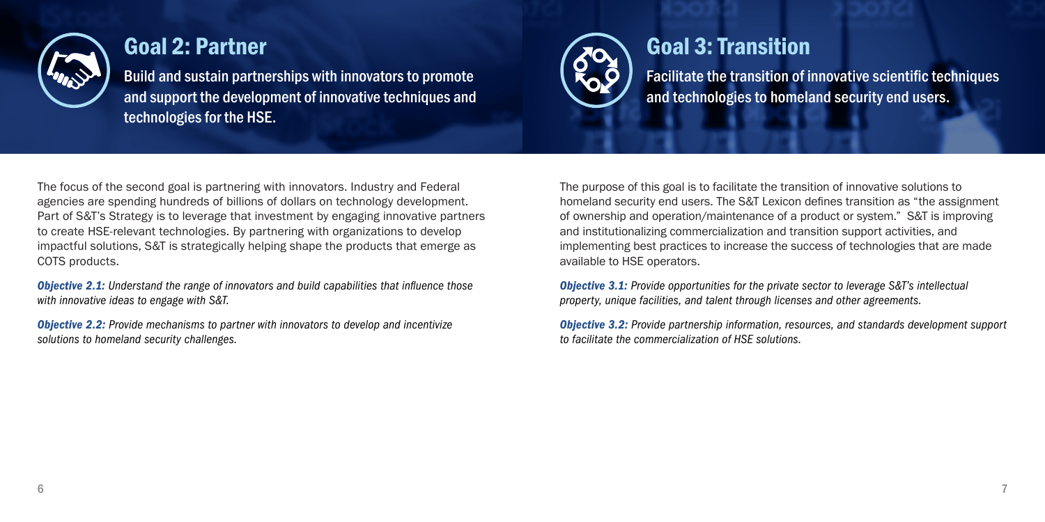## Goal 2: Partner

Build and sustain partnerships with innovators to promote and support the development of innovative techniques and technologies for the HSE.

The focus of the second goal is partnering with innovators. Industry and Federal agencies are spending hundreds of billions of dollars on technology development. Part of S&T's Strategy is to leverage that investment by engaging innovative partners to create HSE-relevant technologies. By partnering with organizations to develop impactful solutions, S&T is strategically helping shape the products that emerge as COTS products.

***Objective 2.1:*** *Understand the range of innovators and build capabilities that influence those with innovative ideas to engage with S&T.*

***Objective 2.2:*** *Provide mechanisms to partner with innovators to develop and incentivize solutions to homeland security challenges.*

## Goal 3: Transition

Facilitate the transition of innovative scientific techniques and technologies to homeland security end users.

The purpose of this goal is to facilitate the transition of innovative solutions to homeland security end users. The S&T Lexicon defines transition as "the assignment of ownership and operation/maintenance of a product or system." S&T is improving and institutionalizing commercialization and transition support activities, and implementing best practices to increase the success of technologies that are made available to HSE operators.

***Objective 3.1:*** *Provide opportunities for the private sector to leverage S&T's intellectual property, unique facilities, and talent through licenses and other agreements.*

***Objective 3.2:*** *Provide partnership information, resources, and standards development support to facilitate the commercialization of HSE solutions.*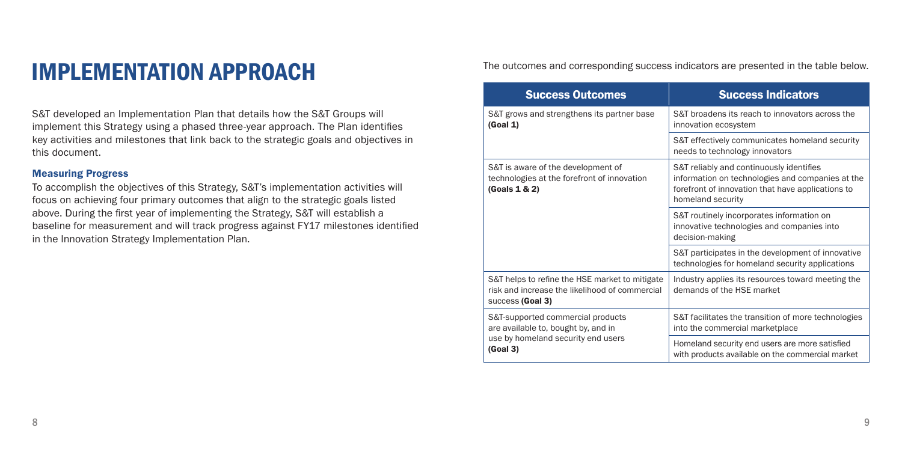# IMPLEMENTATION APPROACH

S&T developed an Implementation Plan that details how the S&T Groups will implement this Strategy using a phased three-year approach. The Plan identifies key activities and milestones that link back to the strategic goals and objectives in this document.

### Measuring Progress

To accomplish the objectives of this Strategy, S&T's implementation activities will focus on achieving four primary outcomes that align to the strategic goals listed above. During the first year of implementing the Strategy, S&T will establish a baseline for measurement and will track progress against FY17 milestones identified in the Innovation Strategy Implementation Plan.

The outcomes and corresponding success indicators are presented in the table below.

| Success Outcomes | Success Indicators |
|---|---|
| S&T grows and strengthens its partner base **(Goal 1)** | S&T broadens its reach to innovators across the innovation ecosystem |
| | S&T effectively communicates homeland security needs to technology innovators |
| S&T is aware of the development of technologies at the forefront of innovation **(Goals 1 & 2)** | S&T reliably and continuously identifies information on technologies and companies at the forefront of innovation that have applications to homeland security |
| | S&T routinely incorporates information on innovative technologies and companies into decision-making |
| | S&T participates in the development of innovative technologies for homeland security applications |
| S&T helps to refine the HSE market to mitigate risk and increase the likelihood of commercial success **(Goal 3)** | Industry applies its resources toward meeting the demands of the HSE market |
| S&T-supported commercial products are available to, bought by, and in use by homeland security end users **(Goal 3)** | S&T facilitates the transition of more technologies into the commercial marketplace |
| | Homeland security end users are more satisfied with products available on the commercial market |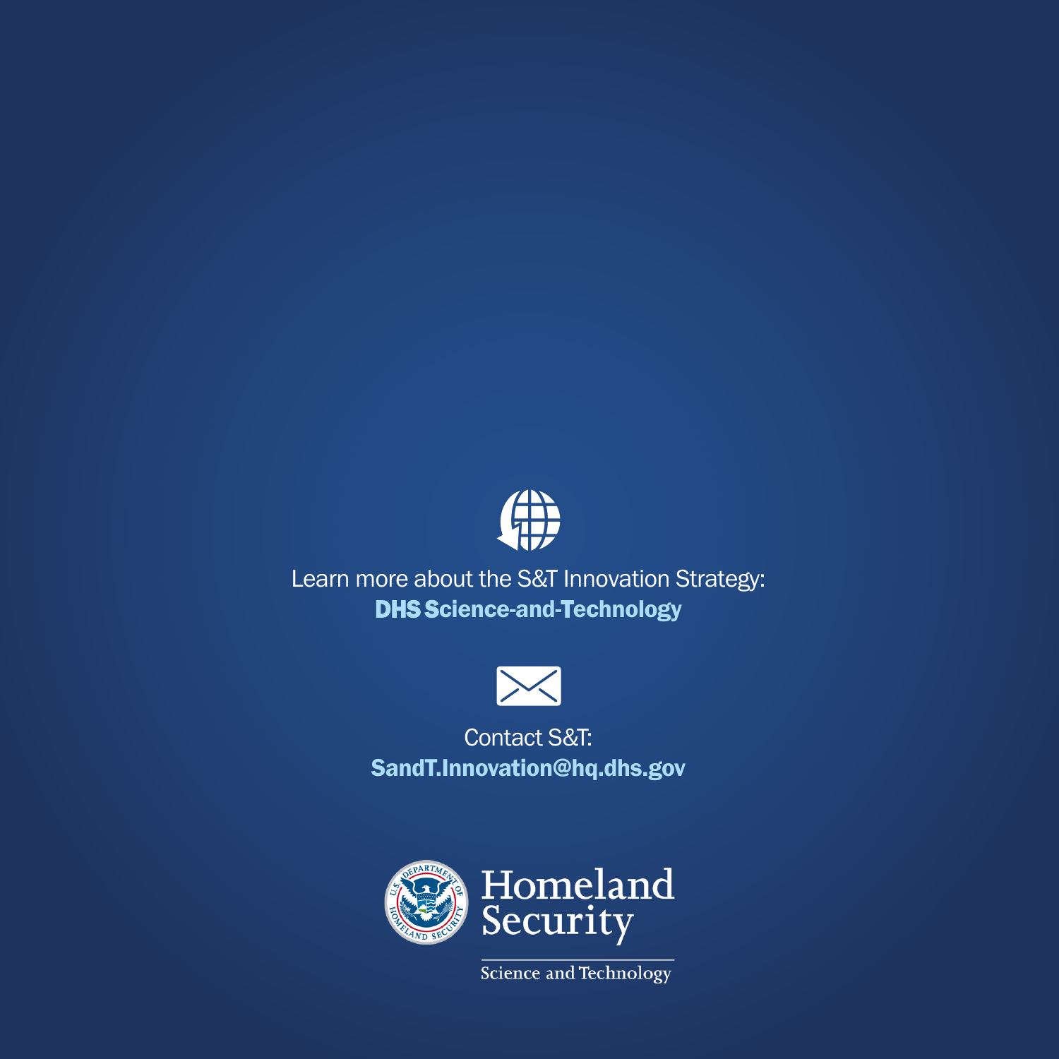Learn more about the S&T Innovation Strategy:
**DHS Science-and-Technology**

Contact S&T:
**SandT.Innovation@hq.dhs.gov**

Homeland Security

Science and Technology